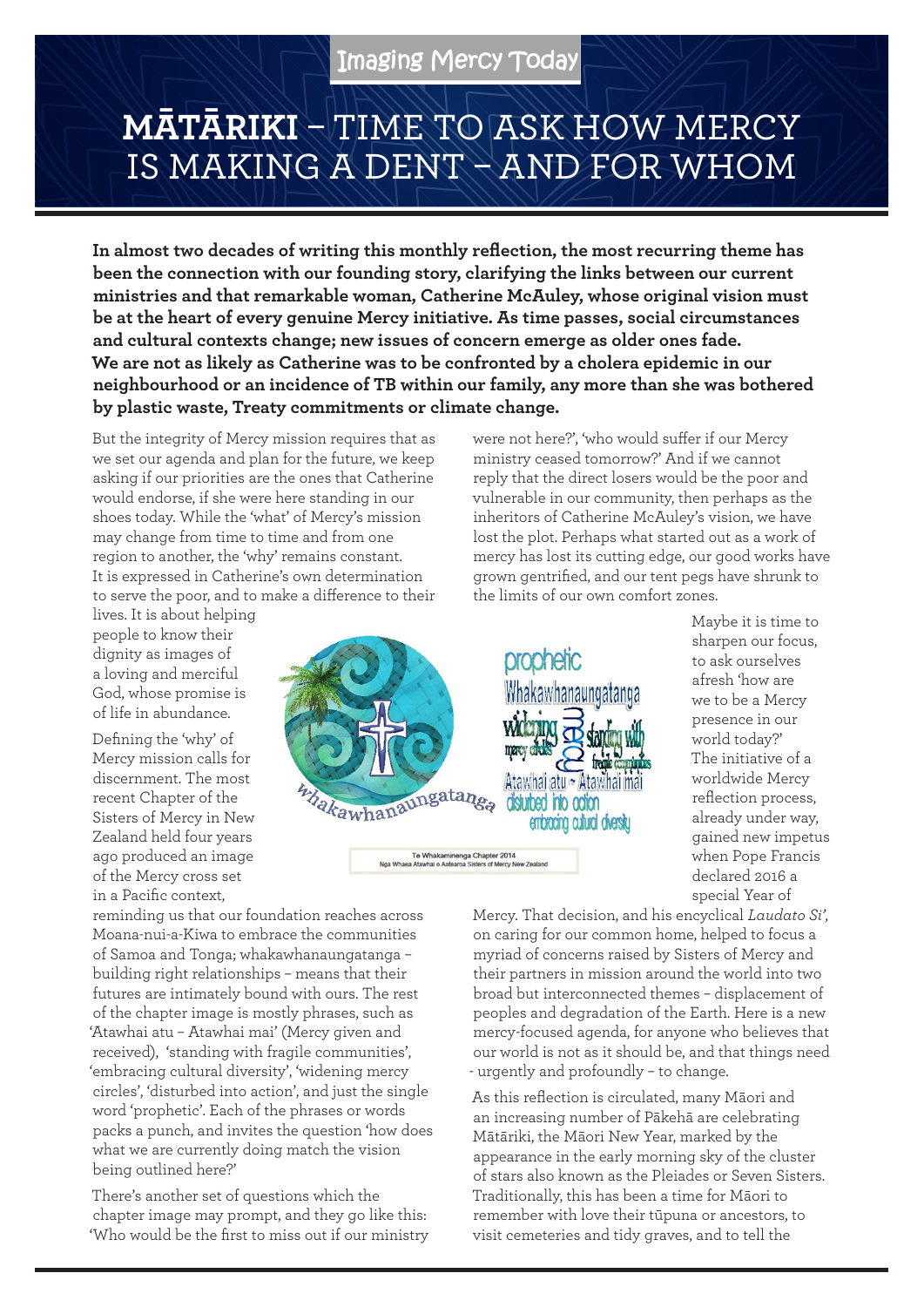Imaging Mercy Today

# MĀTĀRIKI – TIME TO ASK HOW MERCY IS MAKING A DENT – AND FOR WHOM

**In almost two decades of writing this monthly reflection, the most recurring theme has been the connection with our founding story, clarifying the links between our current ministries and that remarkable woman, Catherine McAuley, whose original vision must be at the heart of every genuine Mercy initiative. As time passes, social circumstances and cultural contexts change; new issues of concern emerge as older ones fade. We are not as likely as Catherine was to be confronted by a cholera epidemic in our neighbourhood or an incidence of TB within our family, any more than she was bothered by plastic waste, Treaty commitments or climate change.**

But the integrity of Mercy mission requires that as we set our agenda and plan for the future, we keep asking if our priorities are the ones that Catherine would endorse, if she were here standing in our shoes today. While the 'what' of Mercy's mission may change from time to time and from one region to another, the 'why' remains constant. It is expressed in Catherine's own determination to serve the poor, and to make a difference to their lives. It is about helping people to know their dignity as images of a loving and merciful God, whose promise is of life in abundance.

Defining the 'why' of Mercy mission calls for discernment. The most recent Chapter of the Sisters of Mercy in New Zealand held four years ago produced an image of the Mercy cross set in a Pacific context, reminding us that our foundation reaches across Moana-nui-a-Kiwa to embrace the communities of Samoa and Tonga; whakawhanaungatanga – building right relationships – means that their futures are intimately bound with ours. The rest of the chapter image is mostly phrases, such as 'Atawhai atu – Atawhai mai' (Mercy given and received), 'standing with fragile communities', 'embracing cultural diversity', 'widening mercy circles', 'disturbed into action', and just the single word 'prophetic'. Each of the phrases or words packs a punch, and invites the question 'how does what we are currently doing match the vision being outlined here?'

Te Whakaminenga Chapter 2014
Nga Whaea Atawhai o Aotearoa Sisters of Mercy New Zealand

There's another set of questions which the chapter image may prompt, and they go like this: 'Who would be the first to miss out if our ministry were not here?', 'who would suffer if our Mercy ministry ceased tomorrow?' And if we cannot reply that the direct losers would be the poor and vulnerable in our community, then perhaps as the inheritors of Catherine McAuley's vision, we have lost the plot. Perhaps what started out as a work of mercy has lost its cutting edge, our good works have grown gentrified, and our tent pegs have shrunk to the limits of our own comfort zones.

Maybe it is time to sharpen our focus, to ask ourselves afresh 'how are we to be a Mercy presence in our world today?' The initiative of a worldwide Mercy reflection process, already under way, gained new impetus when Pope Francis declared 2016 a special Year of Mercy. That decision, and his encyclical *Laudato Si'*, on caring for our common home, helped to focus a myriad of concerns raised by Sisters of Mercy and their partners in mission around the world into two broad but interconnected themes – displacement of peoples and degradation of the Earth. Here is a new mercy-focused agenda, for anyone who believes that our world is not as it should be, and that things need - urgently and profoundly – to change.

As this reflection is circulated, many Māori and an increasing number of Pākehā are celebrating Mātāriki, the Māori New Year, marked by the appearance in the early morning sky of the cluster of stars also known as the Pleiades or Seven Sisters. Traditionally, this has been a time for Māori to remember with love their tūpuna or ancestors, to visit cemeteries and tidy graves, and to tell the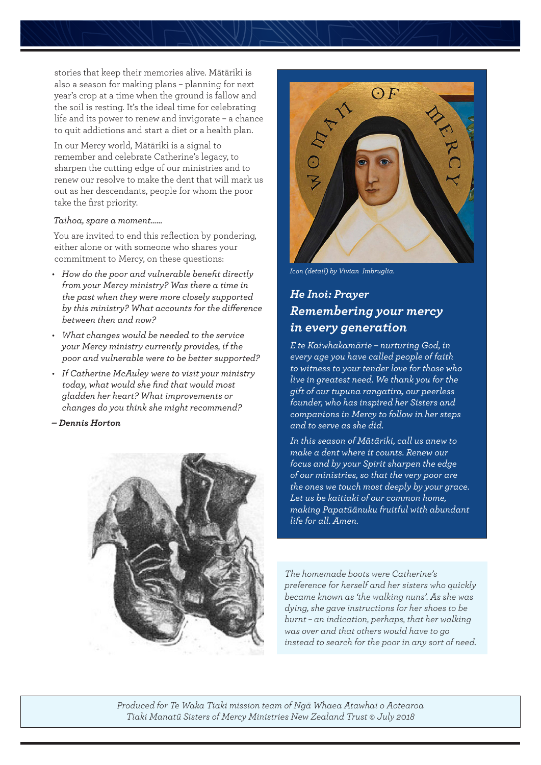stories that keep their memories alive. Mātāriki is also a season for making plans – planning for next year's crop at a time when the ground is fallow and the soil is resting. It's the ideal time for celebrating life and its power to renew and invigorate – a chance to quit addictions and start a diet or a health plan.

In our Mercy world, Mātāriki is a signal to remember and celebrate Catherine's legacy, to sharpen the cutting edge of our ministries and to renew our resolve to make the dent that will mark us out as her descendants, people for whom the poor take the first priority.

*Taihoa, spare a moment……*

You are invited to end this reflection by pondering, either alone or with someone who shares your commitment to Mercy, on these questions:

- *How do the poor and vulnerable benefit directly from your Mercy ministry? Was there a time in the past when they were more closely supported by this ministry? What accounts for the difference between then and now?*
- *What changes would be needed to the service your Mercy ministry currently provides, if the poor and vulnerable were to be better supported?*
- *If Catherine McAuley were to visit your ministry today, what would she find that would most gladden her heart? What improvements or changes do you think she might recommend?*

***– Dennis Horton***

*Icon (detail) by Vivian Imbruglia.*

## *He Inoi: Prayer*
## *Remembering your mercy in every generation*

*E te Kaiwhakamārie – nurturing God, in every age you have called people of faith to witness to your tender love for those who live in greatest need. We thank you for the gift of our tupuna rangatira, our peerless founder, who has inspired her Sisters and companions in Mercy to follow in her steps and to serve as she did.*

*In this season of Mātāriki, call us anew to make a dent where it counts. Renew our focus and by your Spirit sharpen the edge of our ministries, so that the very poor are the ones we touch most deeply by your grace. Let us be kaitiaki of our common home, making Papatūānuku fruitful with abundant life for all. Āmen.*

*The homemade boots were Catherine's preference for herself and her sisters who quickly became known as 'the walking nuns'. As she was dying, she gave instructions for her shoes to be burnt – an indication, perhaps, that her walking was over and that others would have to go instead to search for the poor in any sort of need.*

*Produced for Te Waka Tiaki mission team of Ngā Whaea Atawhai o Aotearoa*
*Tiaki Manatū Sisters of Mercy Ministries New Zealand Trust © July 2018*